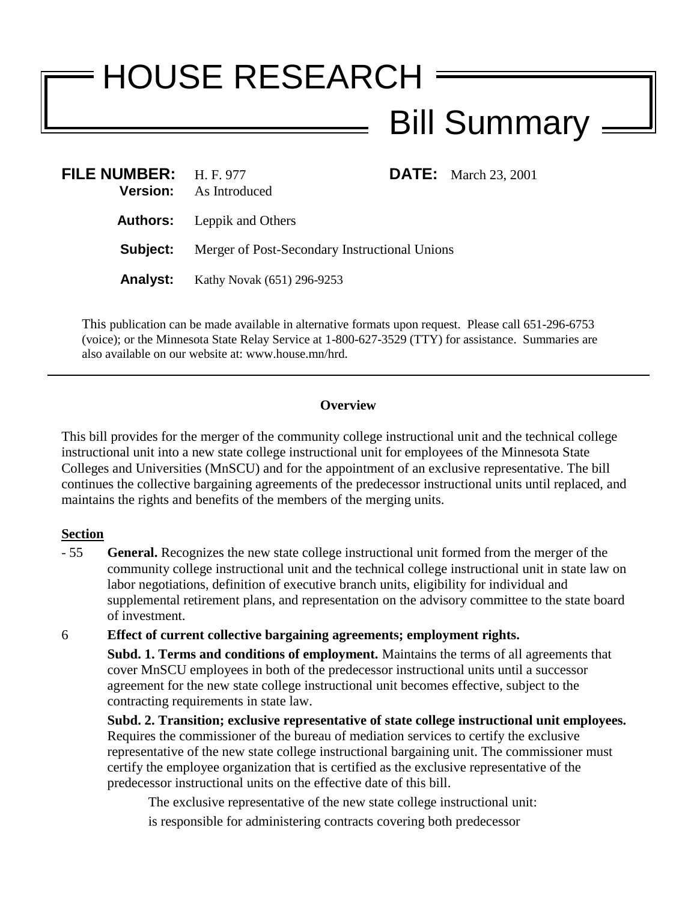# HOUSE RESEARCH

## Bill Summary

**FILE NUMBER:** H. F. 977 **DATE:** March 23, 2001

**Version:** As Introduced

**Authors:** Leppik and Others

**Subject:** Merger of Post-Secondary Instructional Unions

**Analyst:** Kathy Novak (651) 296-9253

This publication can be made available in alternative formats upon request. Please call 651-296-6753 (voice); or the Minnesota State Relay Service at 1-800-627-3529 (TTY) for assistance. Summaries are also available on our website at: www.house.mn/hrd.

---

### Overview

This bill provides for the merger of the community college instructional unit and the technical college instructional unit into a new state college instructional unit for employees of the Minnesota State Colleges and Universities (MnSCU) and for the appointment of an exclusive representative. The bill continues the collective bargaining agreements of the predecessor instructional units until replaced, and maintains the rights and benefits of the members of the merging units.

**Section**

- 55 **General.** Recognizes the new state college instructional unit formed from the merger of the community college instructional unit and the technical college instructional unit in state law on labor negotiations, definition of executive branch units, eligibility for individual and supplemental retirement plans, and representation on the advisory committee to the state board of investment.

6 **Effect of current collective bargaining agreements; employment rights.**

**Subd. 1. Terms and conditions of employment.** Maintains the terms of all agreements that cover MnSCU employees in both of the predecessor instructional units until a successor agreement for the new state college instructional unit becomes effective, subject to the contracting requirements in state law.

**Subd. 2. Transition; exclusive representative of state college instructional unit employees.** Requires the commissioner of the bureau of mediation services to certify the exclusive representative of the new state college instructional bargaining unit. The commissioner must certify the employee organization that is certified as the exclusive representative of the predecessor instructional units on the effective date of this bill.

The exclusive representative of the new state college instructional unit:

is responsible for administering contracts covering both predecessor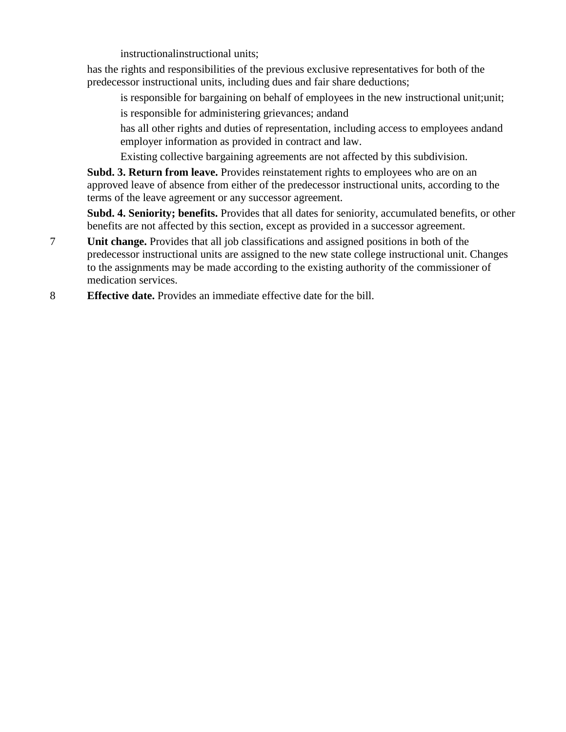instructionalinstructional units;

has the rights and responsibilities of the previous exclusive representatives for both of the predecessor instructional units, including dues and fair share deductions;

is responsible for bargaining on behalf of employees in the new instructional unit;unit;

is responsible for administering grievances; andand

has all other rights and duties of representation, including access to employees andand employer information as provided in contract and law.

Existing collective bargaining agreements are not affected by this subdivision.

**Subd. 3. Return from leave.** Provides reinstatement rights to employees who are on an approved leave of absence from either of the predecessor instructional units, according to the terms of the leave agreement or any successor agreement.

**Subd. 4. Seniority; benefits.** Provides that all dates for seniority, accumulated benefits, or other benefits are not affected by this section, except as provided in a successor agreement.

7 **Unit change.** Provides that all job classifications and assigned positions in both of the predecessor instructional units are assigned to the new state college instructional unit. Changes to the assignments may be made according to the existing authority of the commissioner of medication services.

8 **Effective date.** Provides an immediate effective date for the bill.